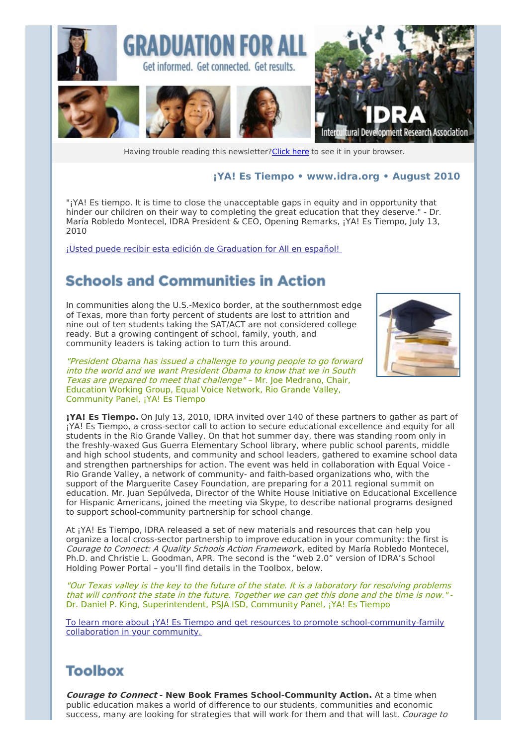# GRADUATION FOR ALL

Get informed. Get connected. Get results.

IDRA Intercultural Development Research Association

Having trouble reading this newsletter? Click here to see it in your browser.

**¡YA! Es Tiempo • www.idra.org • August 2010**

"¡YA! Es tiempo. It is time to close the unacceptable gaps in equity and in opportunity that hinder our children on their way to completing the great education that they deserve." - Dr. María Robledo Montecel, IDRA President & CEO, Opening Remarks, ¡YA! Es Tiempo, July 13, 2010

¡Usted puede recibir esta edición de Graduation for All en español!

## Schools and Communities in Action

In communities along the U.S.-Mexico border, at the southernmost edge of Texas, more than forty percent of students are lost to attrition and nine out of ten students taking the SAT/ACT are not considered college ready. But a growing contingent of school, family, youth, and community leaders is taking action to turn this around.

*"President Obama has issued a challenge to young people to go forward into the world and we want President Obama to know that we in South Texas are prepared to meet that challenge"* – Mr. Joe Medrano, Chair, Education Working Group, Equal Voice Network, Rio Grande Valley, Community Panel, ¡YA! Es Tiempo

**¡YA! Es Tiempo.** On July 13, 2010, IDRA invited over 140 of these partners to gather as part of ¡YA! Es Tiempo, a cross-sector call to action to secure educational excellence and equity for all students in the Rio Grande Valley. On that hot summer day, there was standing room only in the freshly-waxed Gus Guerra Elementary School library, where public school parents, middle and high school students, and community and school leaders, gathered to examine school data and strengthen partnerships for action. The event was held in collaboration with Equal Voice - Rio Grande Valley, a network of community- and faith-based organizations who, with the support of the Marguerite Casey Foundation, are preparing for a 2011 regional summit on education. Mr. Juan Sepúlveda, Director of the White House Initiative on Educational Excellence for Hispanic Americans, joined the meeting via Skype, to describe national programs designed to support school-community partnership for school change.

At ¡YA! Es Tiempo, IDRA released a set of new materials and resources that can help you organize a local cross-sector partnership to improve education in your community: the first is *Courage to Connect: A Quality Schools Action Framework*, edited by María Robledo Montecel, Ph.D. and Christie L. Goodman, APR. The second is the "web 2.0" version of IDRA's School Holding Power Portal – you'll find details in the Toolbox, below.

*"Our Texas valley is the key to the future of the state. It is a laboratory for resolving problems that will confront the state in the future. Together we can get this done and the time is now."* - Dr. Daniel P. King, Superintendent, PSJA ISD, Community Panel, ¡YA! Es Tiempo

To learn more about ¡YA! Es Tiempo and get resources to promote school-community-family collaboration in your community.

## Toolbox

***Courage to Connect* - New Book Frames School-Community Action.** At a time when public education makes a world of difference to our students, communities and economic success, many are looking for strategies that will work for them and that will last. *Courage to*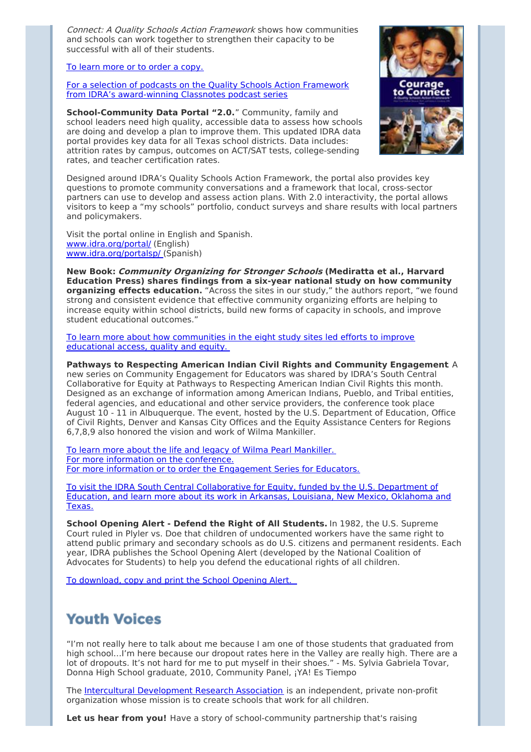*Connect: A Quality Schools Action Framework* shows how communities and schools can work together to strengthen their capacity to be successful with all of their students.

To learn more or to order a copy.

For a selection of podcasts on the Quality Schools Action Framework from IDRA's award-winning Classnotes podcast series

**School-Community Data Portal "2.0."** Community, family and school leaders need high quality, accessible data to assess how schools are doing and develop a plan to improve them. This updated IDRA data portal provides key data for all Texas school districts. Data includes: attrition rates by campus, outcomes on ACT/SAT tests, college-sending rates, and teacher certification rates.

Designed around IDRA's Quality Schools Action Framework, the portal also provides key questions to promote community conversations and a framework that local, cross-sector partners can use to develop and assess action plans. With 2.0 interactivity, the portal allows visitors to keep a "my schools" portfolio, conduct surveys and share results with local partners and policymakers.

Visit the portal online in English and Spanish.
www.idra.org/portal/ (English)
www.idra.org/portalsp/ (Spanish)

**New Book: *Community Organizing for Stronger Schools* (Mediratta et al., Harvard Education Press) shares findings from a six-year national study on how community organizing effects education.** "Across the sites in our study," the authors report, "we found strong and consistent evidence that effective community organizing efforts are helping to increase equity within school districts, build new forms of capacity in schools, and improve student educational outcomes."

To learn more about how communities in the eight study sites led efforts to improve educational access, quality and equity.

**Pathways to Respecting American Indian Civil Rights and Community Engagement** A new series on Community Engagement for Educators was shared by IDRA's South Central Collaborative for Equity at Pathways to Respecting American Indian Civil Rights this month. Designed as an exchange of information among American Indians, Pueblo, and Tribal entities, federal agencies, and educational and other service providers, the conference took place August 10 - 11 in Albuquerque. The event, hosted by the U.S. Department of Education, Office of Civil Rights, Denver and Kansas City Offices and the Equity Assistance Centers for Regions 6,7,8,9 also honored the vision and work of Wilma Mankiller.

To learn more about the life and legacy of Wilma Pearl Mankiller.
For more information on the conference.
For more information or to order the Engagement Series for Educators.

To visit the IDRA South Central Collaborative for Equity, funded by the U.S. Department of Education, and learn more about its work in Arkansas, Louisiana, New Mexico, Oklahoma and Texas.

**School Opening Alert - Defend the Right of All Students.** In 1982, the U.S. Supreme Court ruled in Plyler vs. Doe that children of undocumented workers have the same right to attend public primary and secondary schools as do U.S. citizens and permanent residents. Each year, IDRA publishes the School Opening Alert (developed by the National Coalition of Advocates for Students) to help you defend the educational rights of all children.

To download, copy and print the School Opening Alert.

## Youth Voices

"I'm not really here to talk about me because I am one of those students that graduated from high school…I'm here because our dropout rates here in the Valley are really high. There are a lot of dropouts. It's not hard for me to put myself in their shoes." - Ms. Sylvia Gabriela Tovar, Donna High School graduate, 2010, Community Panel, ¡YA! Es Tiempo

The Intercultural Development Research Association is an independent, private non-profit organization whose mission is to create schools that work for all children.

**Let us hear from you!** Have a story of school-community partnership that's raising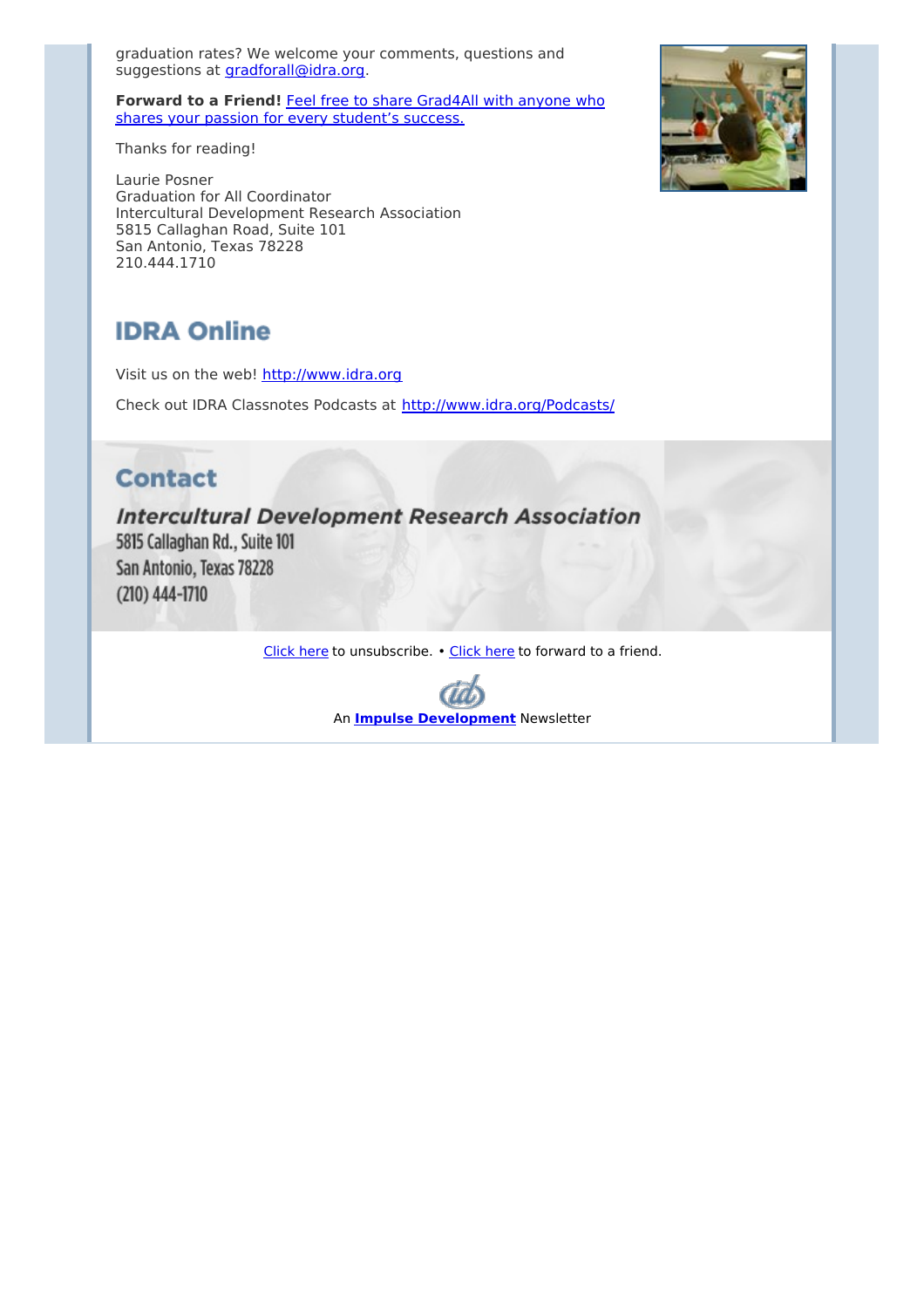graduation rates? We welcome your comments, questions and suggestions at gradforall@idra.org.

**Forward to a Friend!** Feel free to share Grad4All with anyone who shares your passion for every student's success.

Thanks for reading!

Laurie Posner
Graduation for All Coordinator
Intercultural Development Research Association
5815 Callaghan Road, Suite 101
San Antonio, Texas 78228
210.444.1710

## IDRA Online

Visit us on the web! http://www.idra.org

Check out IDRA Classnotes Podcasts at http://www.idra.org/Podcasts/

## Contact

***Intercultural Development Research Association***
5815 Callaghan Rd., Suite 101
San Antonio, Texas 78228
(210) 444-1710

Click here to unsubscribe. • Click here to forward to a friend.

An **Impulse Development** Newsletter